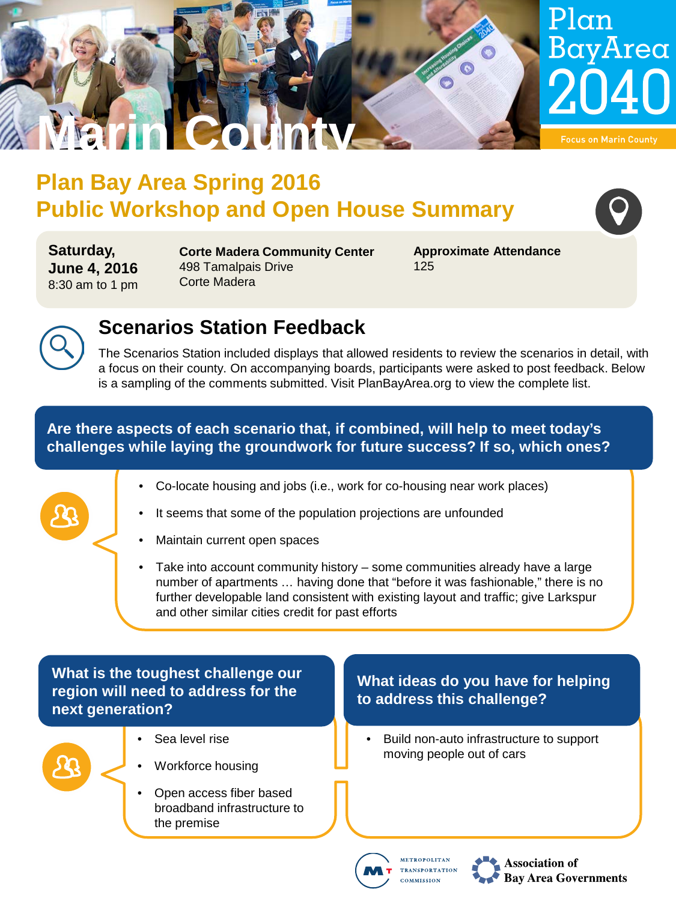# Marin County

Plan Bay Area 2040

Focus on Marin County

## Plan Bay Area Spring 2016 Public Workshop and Open House Summary

| Saturday, June 4, 2016 8:30 am to 1 pm | Corte Madera Community Center 498 Tamalpais Drive Corte Madera | Approximate Attendance 125 |
|---|---|---|

## Scenarios Station Feedback

The Scenarios Station included displays that allowed residents to review the scenarios in detail, with a focus on their county. On accompanying boards, participants were asked to post feedback. Below is a sampling of the comments submitted. Visit PlanBayArea.org to view the complete list.

### Are there aspects of each scenario that, if combined, will help to meet today's challenges while laying the groundwork for future success? If so, which ones?

- Co-locate housing and jobs (i.e., work for co-housing near work places)
- It seems that some of the population projections are unfounded
- Maintain current open spaces
- Take into account community history – some communities already have a large number of apartments … having done that "before it was fashionable," there is no further developable land consistent with existing layout and traffic; give Larkspur and other similar cities credit for past efforts

### What is the toughest challenge our region will need to address for the next generation?

- Sea level rise
- Workforce housing
- Open access fiber based broadband infrastructure to the premise

### What ideas do you have for helping to address this challenge?

- Build non-auto infrastructure to support moving people out of cars

Metropolitan Transportation Commission

Association of Bay Area Governments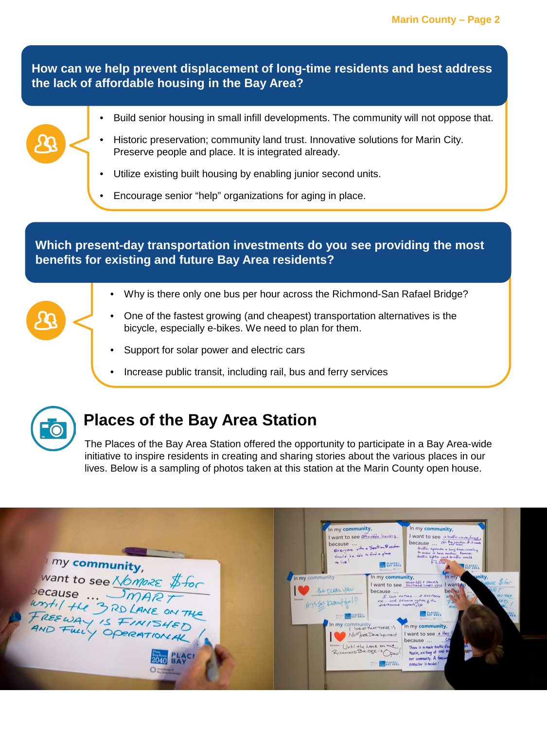## How can we help prevent displacement of long-time residents and best address the lack of affordable housing in the Bay Area?

- Build senior housing in small infill developments. The community will not oppose that.
- Historic preservation; community land trust. Innovative solutions for Marin City. Preserve people and place. It is integrated already.
- Utilize existing built housing by enabling junior second units.
- Encourage senior "help" organizations for aging in place.

## Which present-day transportation investments do you see providing the most benefits for existing and future Bay Area residents?

- Why is there only one bus per hour across the Richmond-San Rafael Bridge?
- One of the fastest growing (and cheapest) transportation alternatives is the bicycle, especially e-bikes. We need to plan for them.
- Support for solar power and electric cars
- Increase public transit, including rail, bus and ferry services

## Places of the Bay Area Station

The Places of the Bay Area Station offered the opportunity to participate in a Bay Area-wide initiative to inspire residents in creating and sharing stories about the various places in our lives. Below is a sampling of photos taken at this station at the Marin County open house.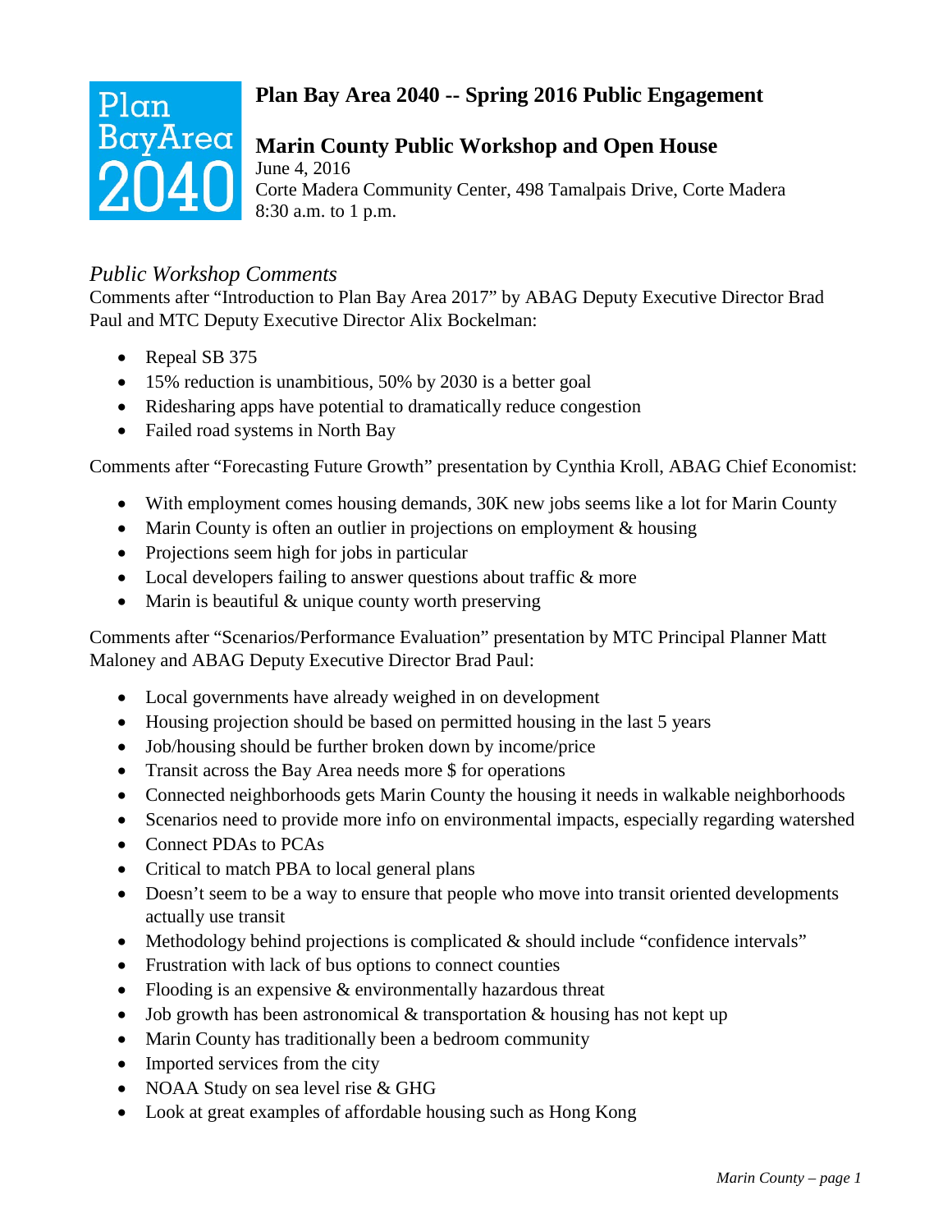# Plan Bay Area 2040 -- Spring 2016 Public Engagement

## Marin County Public Workshop and Open House

June 4, 2016
Corte Madera Community Center, 498 Tamalpais Drive, Corte Madera
8:30 a.m. to 1 p.m.

### *Public Workshop Comments*

Comments after "Introduction to Plan Bay Area 2017" by ABAG Deputy Executive Director Brad Paul and MTC Deputy Executive Director Alix Bockelman:

- Repeal SB 375
- 15% reduction is unambitious, 50% by 2030 is a better goal
- Ridesharing apps have potential to dramatically reduce congestion
- Failed road systems in North Bay

Comments after "Forecasting Future Growth" presentation by Cynthia Kroll, ABAG Chief Economist:

- With employment comes housing demands, 30K new jobs seems like a lot for Marin County
- Marin County is often an outlier in projections on employment & housing
- Projections seem high for jobs in particular
- Local developers failing to answer questions about traffic & more
- Marin is beautiful & unique county worth preserving

Comments after "Scenarios/Performance Evaluation" presentation by MTC Principal Planner Matt Maloney and ABAG Deputy Executive Director Brad Paul:

- Local governments have already weighed in on development
- Housing projection should be based on permitted housing in the last 5 years
- Job/housing should be further broken down by income/price
- Transit across the Bay Area needs more $ for operations
- Connected neighborhoods gets Marin County the housing it needs in walkable neighborhoods
- Scenarios need to provide more info on environmental impacts, especially regarding watershed
- Connect PDAs to PCAs
- Critical to match PBA to local general plans
- Doesn't seem to be a way to ensure that people who move into transit oriented developments actually use transit
- Methodology behind projections is complicated & should include "confidence intervals"
- Frustration with lack of bus options to connect counties
- Flooding is an expensive & environmentally hazardous threat
- Job growth has been astronomical & transportation & housing has not kept up
- Marin County has traditionally been a bedroom community
- Imported services from the city
- NOAA Study on sea level rise & GHG
- Look at great examples of affordable housing such as Hong Kong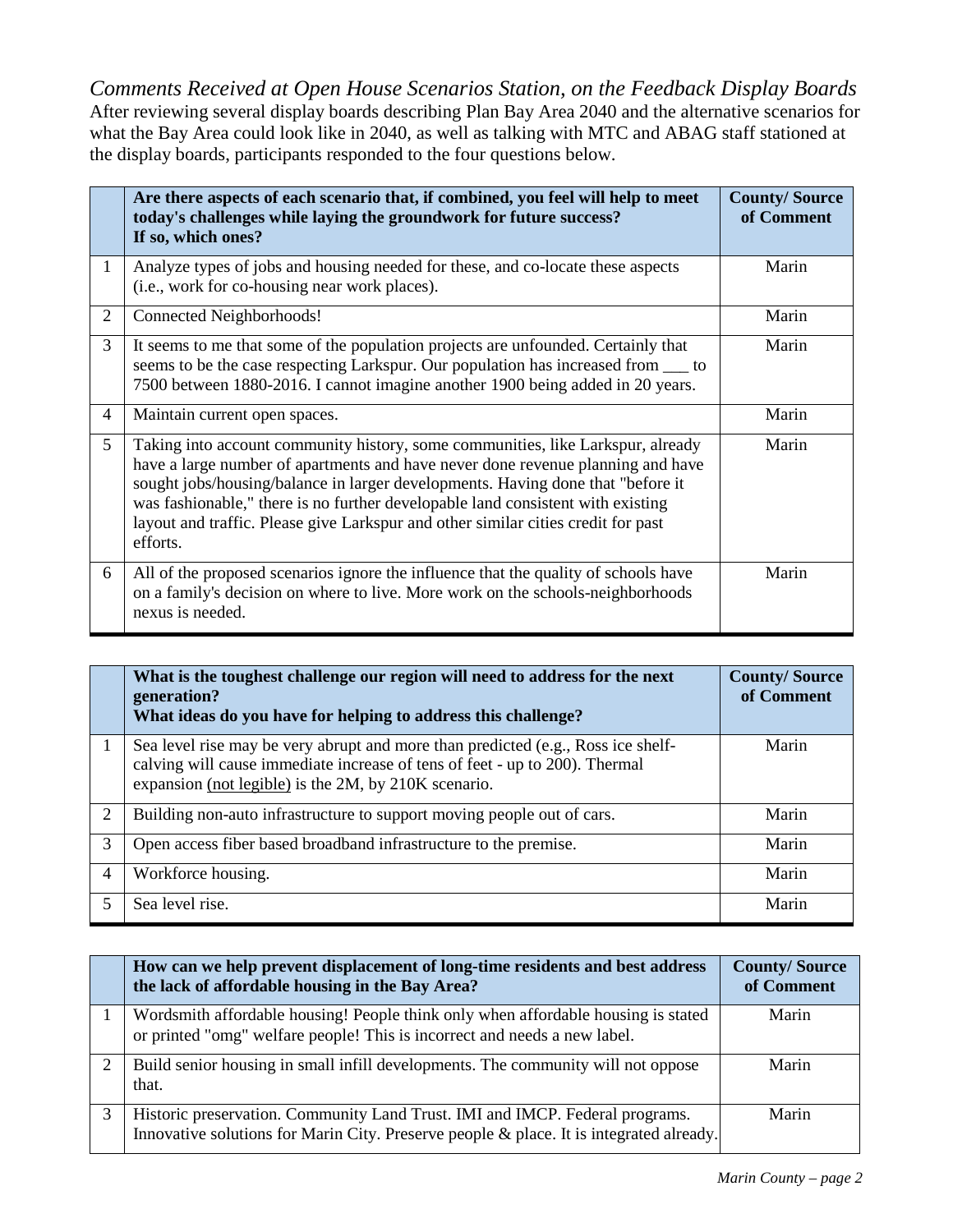*Comments Received at Open House Scenarios Station, on the Feedback Display Boards*

After reviewing several display boards describing Plan Bay Area 2040 and the alternative scenarios for what the Bay Area could look like in 2040, as well as talking with MTC and ABAG staff stationed at the display boards, participants responded to the four questions below.

| | **Are there aspects of each scenario that, if combined, you feel will help to meet today's challenges while laying the groundwork for future success? If so, which ones?** | **County/ Source of Comment** |
|---|---|---|
| 1 | Analyze types of jobs and housing needed for these, and co-locate these aspects (i.e., work for co-housing near work places). | Marin |
| 2 | Connected Neighborhoods! | Marin |
| 3 | It seems to me that some of the population projects are unfounded. Certainly that seems to be the case respecting Larkspur. Our population has increased from ___ to 7500 between 1880-2016. I cannot imagine another 1900 being added in 20 years. | Marin |
| 4 | Maintain current open spaces. | Marin |
| 5 | Taking into account community history, some communities, like Larkspur, already have a large number of apartments and have never done revenue planning and have sought jobs/housing/balance in larger developments. Having done that "before it was fashionable," there is no further developable land consistent with existing layout and traffic. Please give Larkspur and other similar cities credit for past efforts. | Marin |
| 6 | All of the proposed scenarios ignore the influence that the quality of schools have on a family's decision on where to live. More work on the schools-neighborhoods nexus is needed. | Marin |

| | **What is the toughest challenge our region will need to address for the next generation? What ideas do you have for helping to address this challenge?** | **County/ Source of Comment** |
|---|---|---|
| 1 | Sea level rise may be very abrupt and more than predicted (e.g., Ross ice shelf-calving will cause immediate increase of tens of feet - up to 200). Thermal expansion (not legible) is the 2M, by 210K scenario. | Marin |
| 2 | Building non-auto infrastructure to support moving people out of cars. | Marin |
| 3 | Open access fiber based broadband infrastructure to the premise. | Marin |
| 4 | Workforce housing. | Marin |
| 5 | Sea level rise. | Marin |

| | **How can we help prevent displacement of long-time residents and best address the lack of affordable housing in the Bay Area?** | **County/ Source of Comment** |
|---|---|---|
| 1 | Wordsmith affordable housing! People think only when affordable housing is stated or printed "omg" welfare people! This is incorrect and needs a new label. | Marin |
| 2 | Build senior housing in small infill developments. The community will not oppose that. | Marin |
| 3 | Historic preservation. Community Land Trust. IMI and IMCP. Federal programs. Innovative solutions for Marin City. Preserve people & place. It is integrated already. | Marin |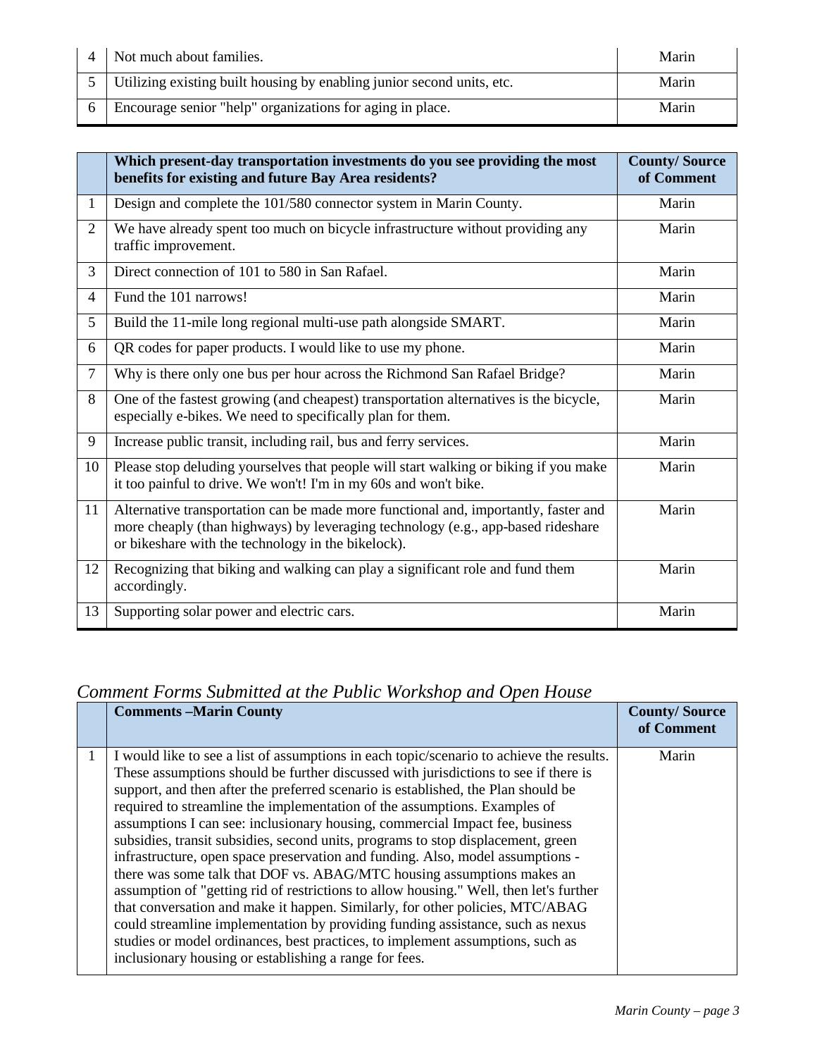| | | |
|---|---|---|
| 4 | Not much about families. | Marin |
| 5 | Utilizing existing built housing by enabling junior second units, etc. | Marin |
| 6 | Encourage senior "help" organizations for aging in place. | Marin |

| | **Which present-day transportation investments do you see providing the most benefits for existing and future Bay Area residents?** | **County/ Source of Comment** |
|---|---|---|
| 1 | Design and complete the 101/580 connector system in Marin County. | Marin |
| 2 | We have already spent too much on bicycle infrastructure without providing any traffic improvement. | Marin |
| 3 | Direct connection of 101 to 580 in San Rafael. | Marin |
| 4 | Fund the 101 narrows! | Marin |
| 5 | Build the 11-mile long regional multi-use path alongside SMART. | Marin |
| 6 | QR codes for paper products. I would like to use my phone. | Marin |
| 7 | Why is there only one bus per hour across the Richmond San Rafael Bridge? | Marin |
| 8 | One of the fastest growing (and cheapest) transportation alternatives is the bicycle, especially e-bikes. We need to specifically plan for them. | Marin |
| 9 | Increase public transit, including rail, bus and ferry services. | Marin |
| 10 | Please stop deluding yourselves that people will start walking or biking if you make it too painful to drive. We won't! I'm in my 60s and won't bike. | Marin |
| 11 | Alternative transportation can be made more functional and, importantly, faster and more cheaply (than highways) by leveraging technology (e.g., app-based rideshare or bikeshare with the technology in the bikelock). | Marin |
| 12 | Recognizing that biking and walking can play a significant role and fund them accordingly. | Marin |
| 13 | Supporting solar power and electric cars. | Marin |

## *Comment Forms Submitted at the Public Workshop and Open House*

| | **Comments –Marin County** | **County/ Source of Comment** |
|---|---|---|
| 1 | I would like to see a list of assumptions in each topic/scenario to achieve the results. These assumptions should be further discussed with jurisdictions to see if there is support, and then after the preferred scenario is established, the Plan should be required to streamline the implementation of the assumptions. Examples of assumptions I can see: inclusionary housing, commercial Impact fee, business subsidies, transit subsidies, second units, programs to stop displacement, green infrastructure, open space preservation and funding. Also, model assumptions - there was some talk that DOF vs. ABAG/MTC housing assumptions makes an assumption of "getting rid of restrictions to allow housing." Well, then let's further that conversation and make it happen. Similarly, for other policies, MTC/ABAG could streamline implementation by providing funding assistance, such as nexus studies or model ordinances, best practices, to implement assumptions, such as inclusionary housing or establishing a range for fees. | Marin |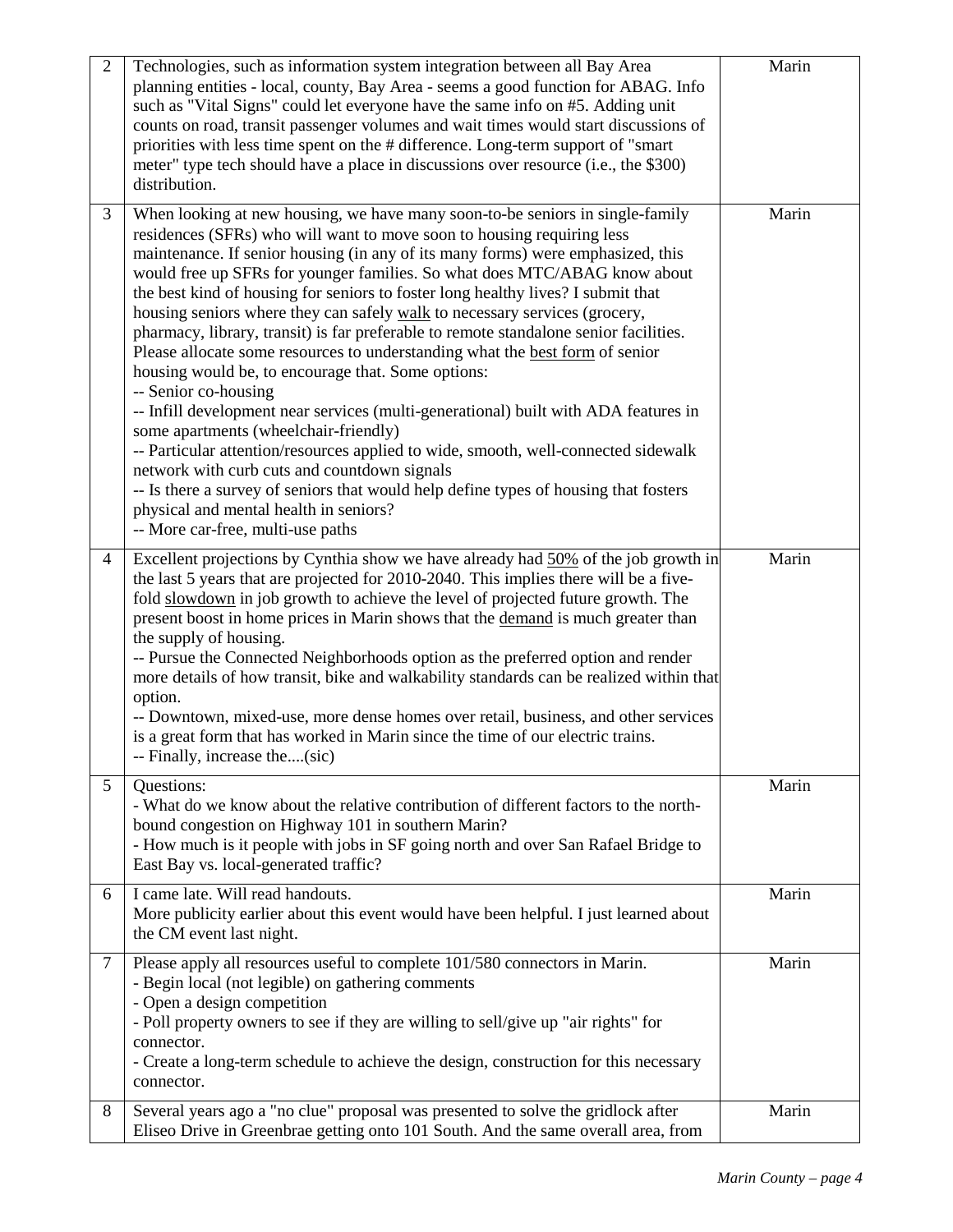| | | |
|---|---|---|
| 2 | Technologies, such as information system integration between all Bay Area planning entities - local, county, Bay Area - seems a good function for ABAG. Info such as "Vital Signs" could let everyone have the same info on #5. Adding unit counts on road, transit passenger volumes and wait times would start discussions of priorities with less time spent on the # difference. Long-term support of "smart meter" type tech should have a place in discussions over resource (i.e., the $300) distribution. | Marin |
| 3 | When looking at new housing, we have many soon-to-be seniors in single-family residences (SFRs) who will want to move soon to housing requiring less maintenance. If senior housing (in any of its many forms) were emphasized, this would free up SFRs for younger families. So what does MTC/ABAG know about the best kind of housing for seniors to foster long healthy lives? I submit that housing seniors where they can safely <u>walk</u> to necessary services (grocery, pharmacy, library, transit) is far preferable to remote standalone senior facilities. Please allocate some resources to understanding what the <u>best form</u> of senior housing would be, to encourage that. Some options:<br>-- Senior co-housing<br>-- Infill development near services (multi-generational) built with ADA features in some apartments (wheelchair-friendly)<br>-- Particular attention/resources applied to wide, smooth, well-connected sidewalk network with curb cuts and countdown signals<br>-- Is there a survey of seniors that would help define types of housing that fosters physical and mental health in seniors?<br>-- More car-free, multi-use paths | Marin |
| 4 | Excellent projections by Cynthia show we have already had <u>50%</u> of the job growth in the last 5 years that are projected for 2010-2040. This implies there will be a five-fold <u>slowdown</u> in job growth to achieve the level of projected future growth. The present boost in home prices in Marin shows that the <u>demand</u> is much greater than the supply of housing.<br>-- Pursue the Connected Neighborhoods option as the preferred option and render more details of how transit, bike and walkability standards can be realized within that option.<br>-- Downtown, mixed-use, more dense homes over retail, business, and other services is a great form that has worked in Marin since the time of our electric trains.<br>-- Finally, increase the....(sic) | Marin |
| 5 | Questions:<br>- What do we know about the relative contribution of different factors to the north-bound congestion on Highway 101 in southern Marin?<br>- How much is it people with jobs in SF going north and over San Rafael Bridge to East Bay vs. local-generated traffic? | Marin |
| 6 | I came late. Will read handouts.<br>More publicity earlier about this event would have been helpful. I just learned about the CM event last night. | Marin |
| 7 | Please apply all resources useful to complete 101/580 connectors in Marin.<br>- Begin local (not legible) on gathering comments<br>- Open a design competition<br>- Poll property owners to see if they are willing to sell/give up "air rights" for connector.<br>- Create a long-term schedule to achieve the design, construction for this necessary connector. | Marin |
| 8 | Several years ago a "no clue" proposal was presented to solve the gridlock after Eliseo Drive in Greenbrae getting onto 101 South. And the same overall area, from | Marin |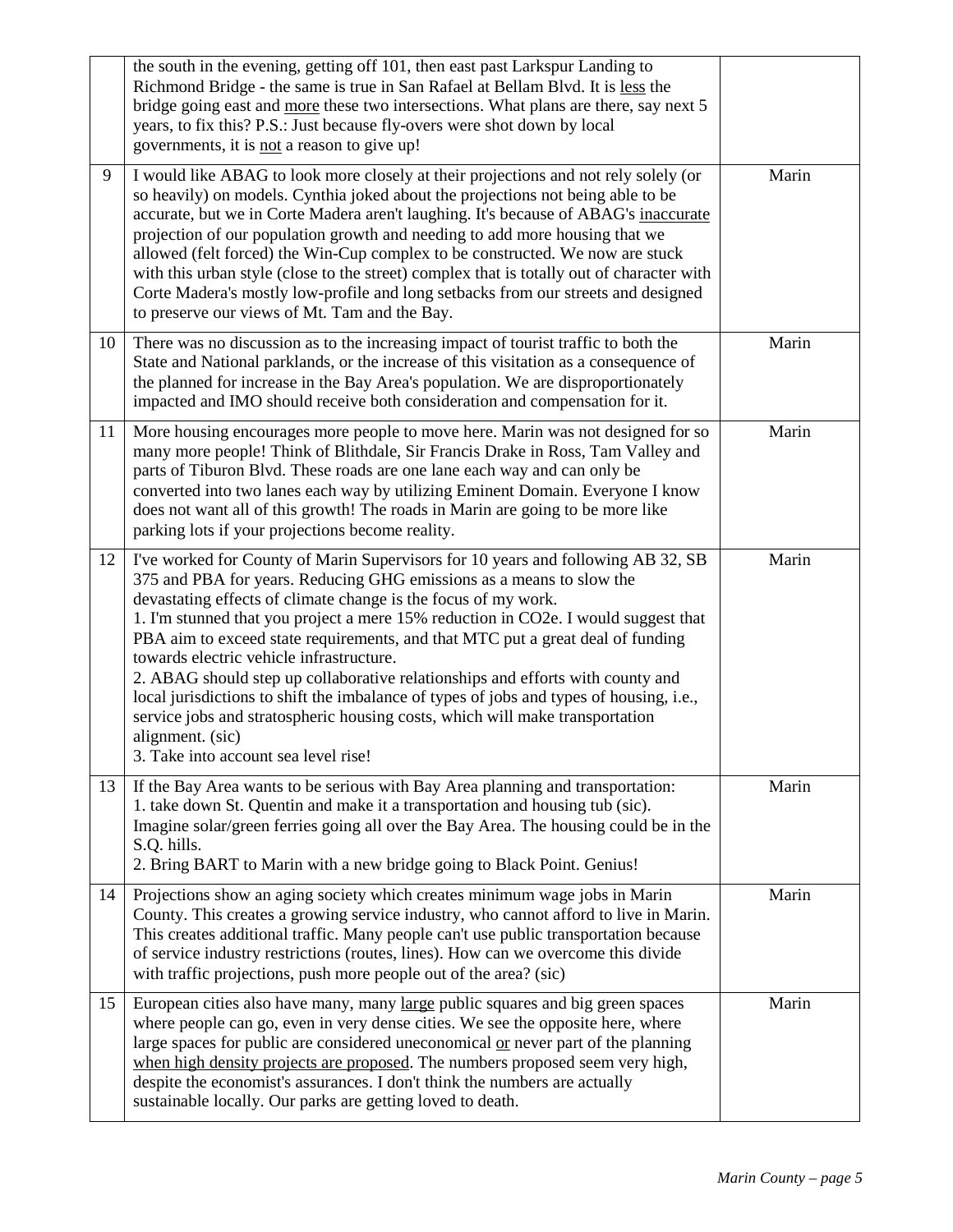| | | |
|---|---|---|
| | the south in the evening, getting off 101, then east past Larkspur Landing to Richmond Bridge - the same is true in San Rafael at Bellam Blvd. It is <u>less</u> the bridge going east and <u>more</u> these two intersections. What plans are there, say next 5 years, to fix this? P.S.: Just because fly-overs were shot down by local governments, it is <u>not</u> a reason to give up! | |
| 9 | I would like ABAG to look more closely at their projections and not rely solely (or so heavily) on models. Cynthia joked about the projections not being able to be accurate, but we in Corte Madera aren't laughing. It's because of ABAG's <u>inaccurate</u> projection of our population growth and needing to add more housing that we allowed (felt forced) the Win-Cup complex to be constructed. We now are stuck with this urban style (close to the street) complex that is totally out of character with Corte Madera's mostly low-profile and long setbacks from our streets and designed to preserve our views of Mt. Tam and the Bay. | Marin |
| 10 | There was no discussion as to the increasing impact of tourist traffic to both the State and National parklands, or the increase of this visitation as a consequence of the planned for increase in the Bay Area's population. We are disproportionately impacted and IMO should receive both consideration and compensation for it. | Marin |
| 11 | More housing encourages more people to move here. Marin was not designed for so many more people! Think of Blithdale, Sir Francis Drake in Ross, Tam Valley and parts of Tiburon Blvd. These roads are one lane each way and can only be converted into two lanes each way by utilizing Eminent Domain. Everyone I know does not want all of this growth! The roads in Marin are going to be more like parking lots if your projections become reality. | Marin |
| 12 | I've worked for County of Marin Supervisors for 10 years and following AB 32, SB 375 and PBA for years. Reducing GHG emissions as a means to slow the devastating effects of climate change is the focus of my work.<br>1. I'm stunned that you project a mere 15% reduction in CO2e. I would suggest that PBA aim to exceed state requirements, and that MTC put a great deal of funding towards electric vehicle infrastructure.<br>2. ABAG should step up collaborative relationships and efforts with county and local jurisdictions to shift the imbalance of types of jobs and types of housing, i.e., service jobs and stratospheric housing costs, which will make transportation alignment. (sic)<br>3. Take into account sea level rise! | Marin |
| 13 | If the Bay Area wants to be serious with Bay Area planning and transportation:<br>1. take down St. Quentin and make it a transportation and housing tub (sic). Imagine solar/green ferries going all over the Bay Area. The housing could be in the S.Q. hills.<br>2. Bring BART to Marin with a new bridge going to Black Point. Genius! | Marin |
| 14 | Projections show an aging society which creates minimum wage jobs in Marin County. This creates a growing service industry, who cannot afford to live in Marin. This creates additional traffic. Many people can't use public transportation because of service industry restrictions (routes, lines). How can we overcome this divide with traffic projections, push more people out of the area? (sic) | Marin |
| 15 | European cities also have many, many <u>large</u> public squares and big green spaces where people can go, even in very dense cities. We see the opposite here, where large spaces for public are considered uneconomical <u>or</u> never part of the planning <u>when high density projects are proposed</u>. The numbers proposed seem very high, despite the economist's assurances. I don't think the numbers are actually sustainable locally. Our parks are getting loved to death. | Marin |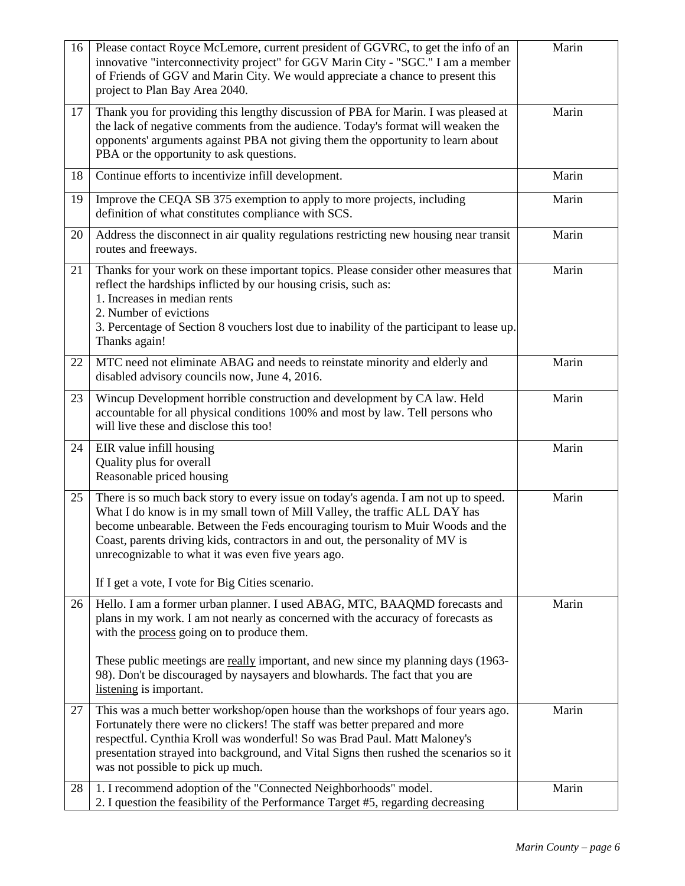| 16 | Please contact Royce McLemore, current president of GGVRC, to get the info of an innovative "interconnectivity project" for GGV Marin City - "SGC." I am a member of Friends of GGV and Marin City. We would appreciate a chance to present this project to Plan Bay Area 2040. | Marin |
|---|---|---|
| 17 | Thank you for providing this lengthy discussion of PBA for Marin. I was pleased at the lack of negative comments from the audience. Today's format will weaken the opponents' arguments against PBA not giving them the opportunity to learn about PBA or the opportunity to ask questions. | Marin |
| 18 | Continue efforts to incentivize infill development. | Marin |
| 19 | Improve the CEQA SB 375 exemption to apply to more projects, including definition of what constitutes compliance with SCS. | Marin |
| 20 | Address the disconnect in air quality regulations restricting new housing near transit routes and freeways. | Marin |
| 21 | Thanks for your work on these important topics. Please consider other measures that reflect the hardships inflicted by our housing crisis, such as:<br>1. Increases in median rents<br>2. Number of evictions<br>3. Percentage of Section 8 vouchers lost due to inability of the participant to lease up.<br>Thanks again! | Marin |
| 22 | MTC need not eliminate ABAG and needs to reinstate minority and elderly and disabled advisory councils now, June 4, 2016. | Marin |
| 23 | Wincup Development horrible construction and development by CA law. Held accountable for all physical conditions 100% and most by law. Tell persons who will live these and disclose this too! | Marin |
| 24 | EIR value infill housing<br>Quality plus for overall<br>Reasonable priced housing | Marin |
| 25 | There is so much back story to every issue on today's agenda. I am not up to speed. What I do know is in my small town of Mill Valley, the traffic ALL DAY has become unbearable. Between the Feds encouraging tourism to Muir Woods and the Coast, parents driving kids, contractors in and out, the personality of MV is unrecognizable to what it was even five years ago.<br><br>If I get a vote, I vote for Big Cities scenario. | Marin |
| 26 | Hello. I am a former urban planner. I used ABAG, MTC, BAAQMD forecasts and plans in my work. I am not nearly as concerned with the accuracy of forecasts as with the <u>process</u> going on to produce them.<br><br>These public meetings are <u>really</u> important, and new since my planning days (1963-98). Don't be discouraged by naysayers and blowhards. The fact that you are <u>listening</u> is important. | Marin |
| 27 | This was a much better workshop/open house than the workshops of four years ago. Fortunately there were no clickers! The staff was better prepared and more respectful. Cynthia Kroll was wonderful! So was Brad Paul. Matt Maloney's presentation strayed into background, and Vital Signs then rushed the scenarios so it was not possible to pick up much. | Marin |
| 28 | 1. I recommend adoption of the "Connected Neighborhoods" model.<br>2. I question the feasibility of the Performance Target #5, regarding decreasing | Marin |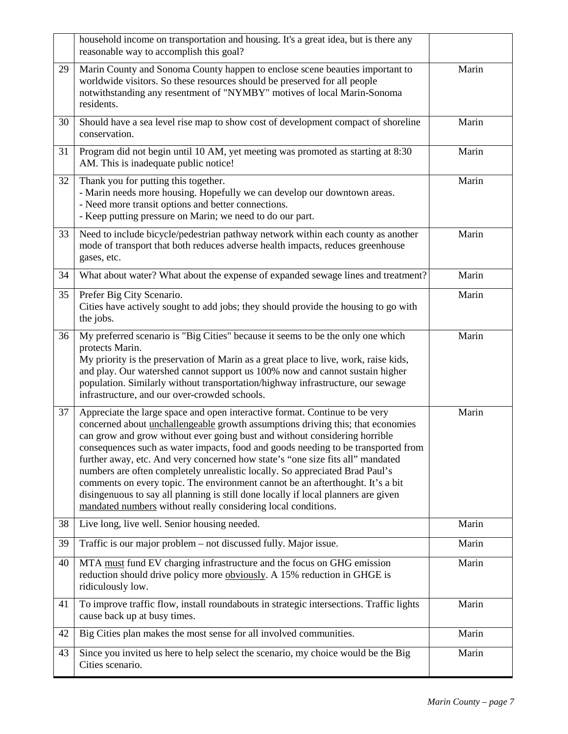| | | |
|---|---|---|
| | household income on transportation and housing. It's a great idea, but is there any reasonable way to accomplish this goal? | |
| 29 | Marin County and Sonoma County happen to enclose scene beauties important to worldwide visitors. So these resources should be preserved for all people notwithstanding any resentment of "NYMBY" motives of local Marin-Sonoma residents. | Marin |
| 30 | Should have a sea level rise map to show cost of development compact of shoreline conservation. | Marin |
| 31 | Program did not begin until 10 AM, yet meeting was promoted as starting at 8:30 AM. This is inadequate public notice! | Marin |
| 32 | Thank you for putting this together.<br>- Marin needs more housing. Hopefully we can develop our downtown areas.<br>- Need more transit options and better connections.<br>- Keep putting pressure on Marin; we need to do our part. | Marin |
| 33 | Need to include bicycle/pedestrian pathway network within each county as another mode of transport that both reduces adverse health impacts, reduces greenhouse gases, etc. | Marin |
| 34 | What about water? What about the expense of expanded sewage lines and treatment? | Marin |
| 35 | Prefer Big City Scenario.<br>Cities have actively sought to add jobs; they should provide the housing to go with the jobs. | Marin |
| 36 | My preferred scenario is "Big Cities" because it seems to be the only one which protects Marin.<br>My priority is the preservation of Marin as a great place to live, work, raise kids, and play. Our watershed cannot support us 100% now and cannot sustain higher population. Similarly without transportation/highway infrastructure, our sewage infrastructure, and our over-crowded schools. | Marin |
| 37 | Appreciate the large space and open interactive format. Continue to be very concerned about unchallengeable growth assumptions driving this; that economies can grow and grow without ever going bust and without considering horrible consequences such as water impacts, food and goods needing to be transported from further away, etc. And very concerned how state's "one size fits all" mandated numbers are often completely unrealistic locally. So appreciated Brad Paul's comments on every topic. The environment cannot be an afterthought. It's a bit disingenuous to say all planning is still done locally if local planners are given mandated numbers without really considering local conditions. | Marin |
| 38 | Live long, live well. Senior housing needed. | Marin |
| 39 | Traffic is our major problem – not discussed fully. Major issue. | Marin |
| 40 | MTA must fund EV charging infrastructure and the focus on GHG emission reduction should drive policy more obviously. A 15% reduction in GHGE is ridiculously low. | Marin |
| 41 | To improve traffic flow, install roundabouts in strategic intersections. Traffic lights cause back up at busy times. | Marin |
| 42 | Big Cities plan makes the most sense for all involved communities. | Marin |
| 43 | Since you invited us here to help select the scenario, my choice would be the Big Cities scenario. | Marin |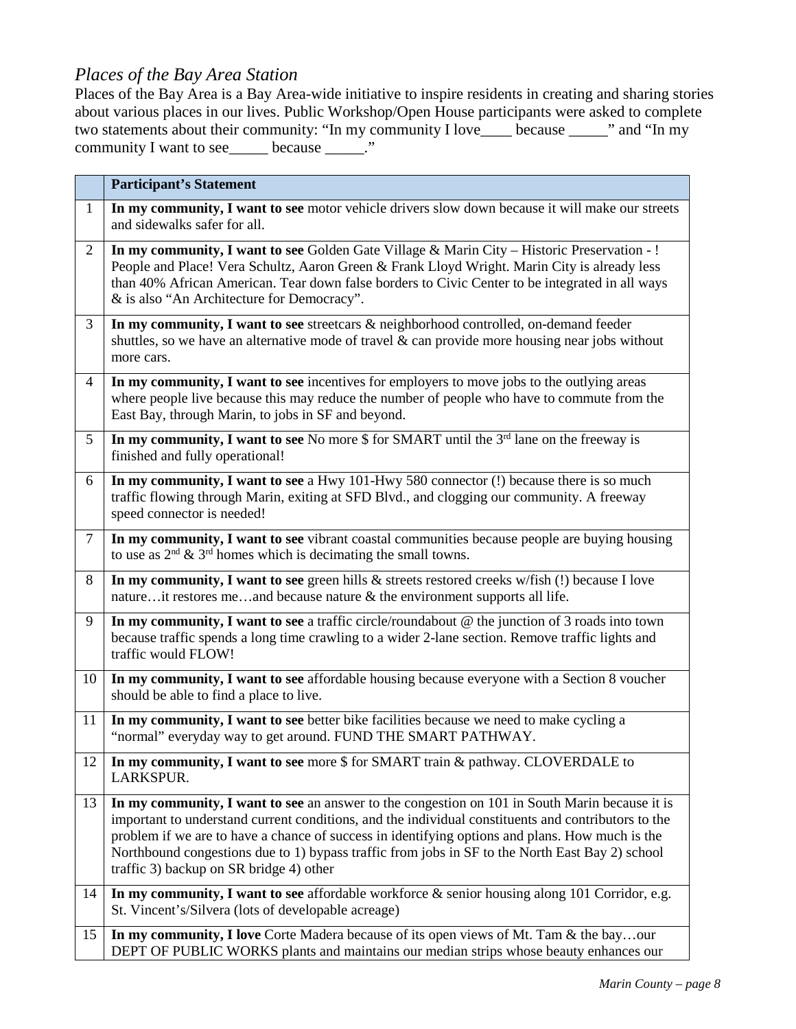## *Places of the Bay Area Station*

Places of the Bay Area is a Bay Area-wide initiative to inspire residents in creating and sharing stories about various places in our lives. Public Workshop/Open House participants were asked to complete two statements about their community: "In my community I love____ because _____" and "In my community I want to see_____ because _____."

| | **Participant's Statement** |
|---|---|
| 1 | **In my community, I want to see** motor vehicle drivers slow down because it will make our streets and sidewalks safer for all. |
| 2 | **In my community, I want to see** Golden Gate Village & Marin City – Historic Preservation - ! People and Place! Vera Schultz, Aaron Green & Frank Lloyd Wright. Marin City is already less than 40% African American. Tear down false borders to Civic Center to be integrated in all ways & is also "An Architecture for Democracy". |
| 3 | **In my community, I want to see** streetcars & neighborhood controlled, on-demand feeder shuttles, so we have an alternative mode of travel & can provide more housing near jobs without more cars. |
| 4 | **In my community, I want to see** incentives for employers to move jobs to the outlying areas where people live because this may reduce the number of people who have to commute from the East Bay, through Marin, to jobs in SF and beyond. |
| 5 | **In my community, I want to see** No more $ for SMART until the 3rd lane on the freeway is finished and fully operational! |
| 6 | **In my community, I want to see** a Hwy 101-Hwy 580 connector (!) because there is so much traffic flowing through Marin, exiting at SFD Blvd., and clogging our community. A freeway speed connector is needed! |
| 7 | **In my community, I want to see** vibrant coastal communities because people are buying housing to use as 2nd & 3rd homes which is decimating the small towns. |
| 8 | **In my community, I want to see** green hills & streets restored creeks w/fish (!) because I love nature…it restores me…and because nature & the environment supports all life. |
| 9 | **In my community, I want to see** a traffic circle/roundabout @ the junction of 3 roads into town because traffic spends a long time crawling to a wider 2-lane section. Remove traffic lights and traffic would FLOW! |
| 10 | **In my community, I want to see** affordable housing because everyone with a Section 8 voucher should be able to find a place to live. |
| 11 | **In my community, I want to see** better bike facilities because we need to make cycling a "normal" everyday way to get around. FUND THE SMART PATHWAY. |
| 12 | **In my community, I want to see** more $ for SMART train & pathway. CLOVERDALE to LARKSPUR. |
| 13 | **In my community, I want to see** an answer to the congestion on 101 in South Marin because it is important to understand current conditions, and the individual constituents and contributors to the problem if we are to have a chance of success in identifying options and plans. How much is the Northbound congestions due to 1) bypass traffic from jobs in SF to the North East Bay 2) school traffic 3) backup on SR bridge 4) other |
| 14 | **In my community, I want to see** affordable workforce & senior housing along 101 Corridor, e.g. St. Vincent's/Silvera (lots of developable acreage) |
| 15 | **In my community, I love** Corte Madera because of its open views of Mt. Tam & the bay…our DEPT OF PUBLIC WORKS plants and maintains our median strips whose beauty enhances our |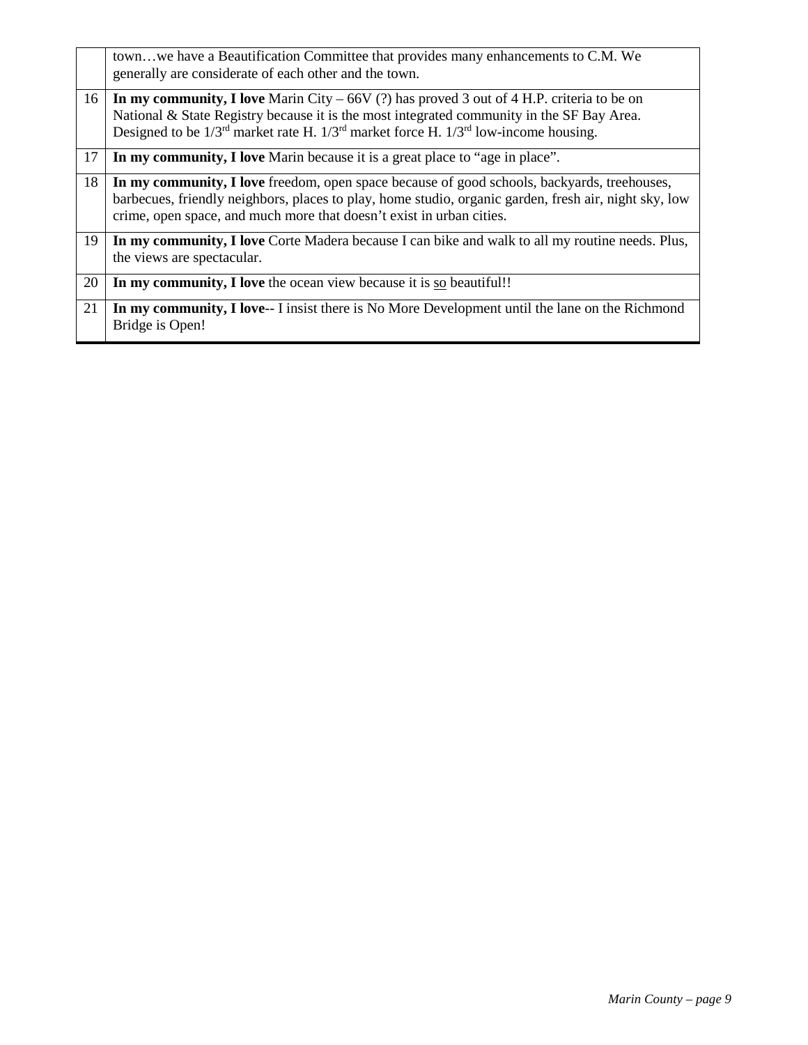| | |
|---|---|
| | town…we have a Beautification Committee that provides many enhancements to C.M. We generally are considerate of each other and the town. |
| 16 | **In my community, I love** Marin City – 66V (?) has proved 3 out of 4 H.P. criteria to be on National & State Registry because it is the most integrated community in the SF Bay Area. Designed to be 1/3rd market rate H. 1/3rd market force H. 1/3rd low-income housing. |
| 17 | **In my community, I love** Marin because it is a great place to "age in place". |
| 18 | **In my community, I love** freedom, open space because of good schools, backyards, treehouses, barbecues, friendly neighbors, places to play, home studio, organic garden, fresh air, night sky, low crime, open space, and much more that doesn't exist in urban cities. |
| 19 | **In my community, I love** Corte Madera because I can bike and walk to all my routine needs. Plus, the views are spectacular. |
| 20 | **In my community, I love** the ocean view because it is so beautiful!! |
| 21 | **In my community, I love**-- I insist there is No More Development until the lane on the Richmond Bridge is Open! |